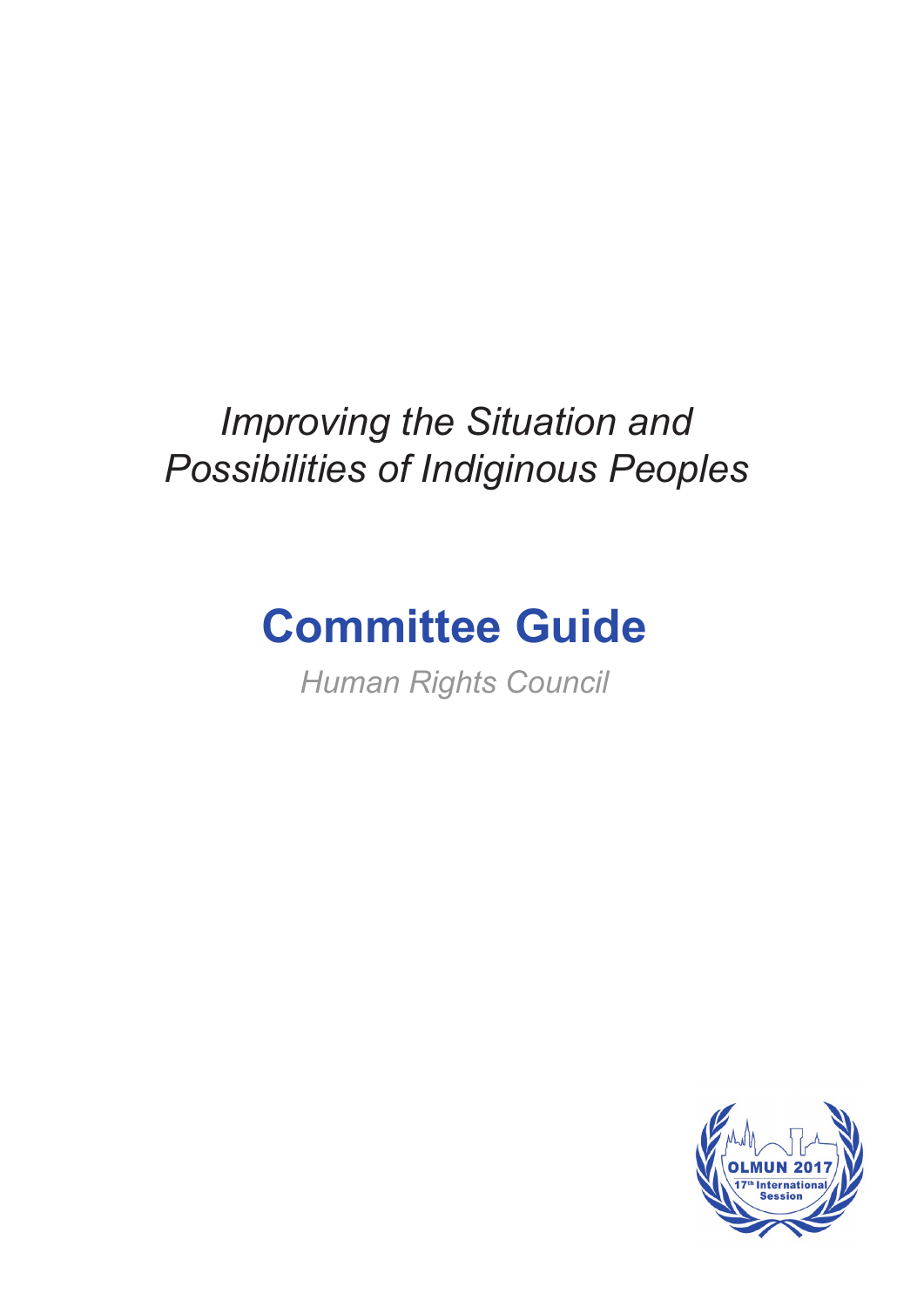*Improving the Situation and Possibilities of Indiginous Peoples*

# Committee Guide

*Human Rights Council*

OLMUN 2017
17th International Session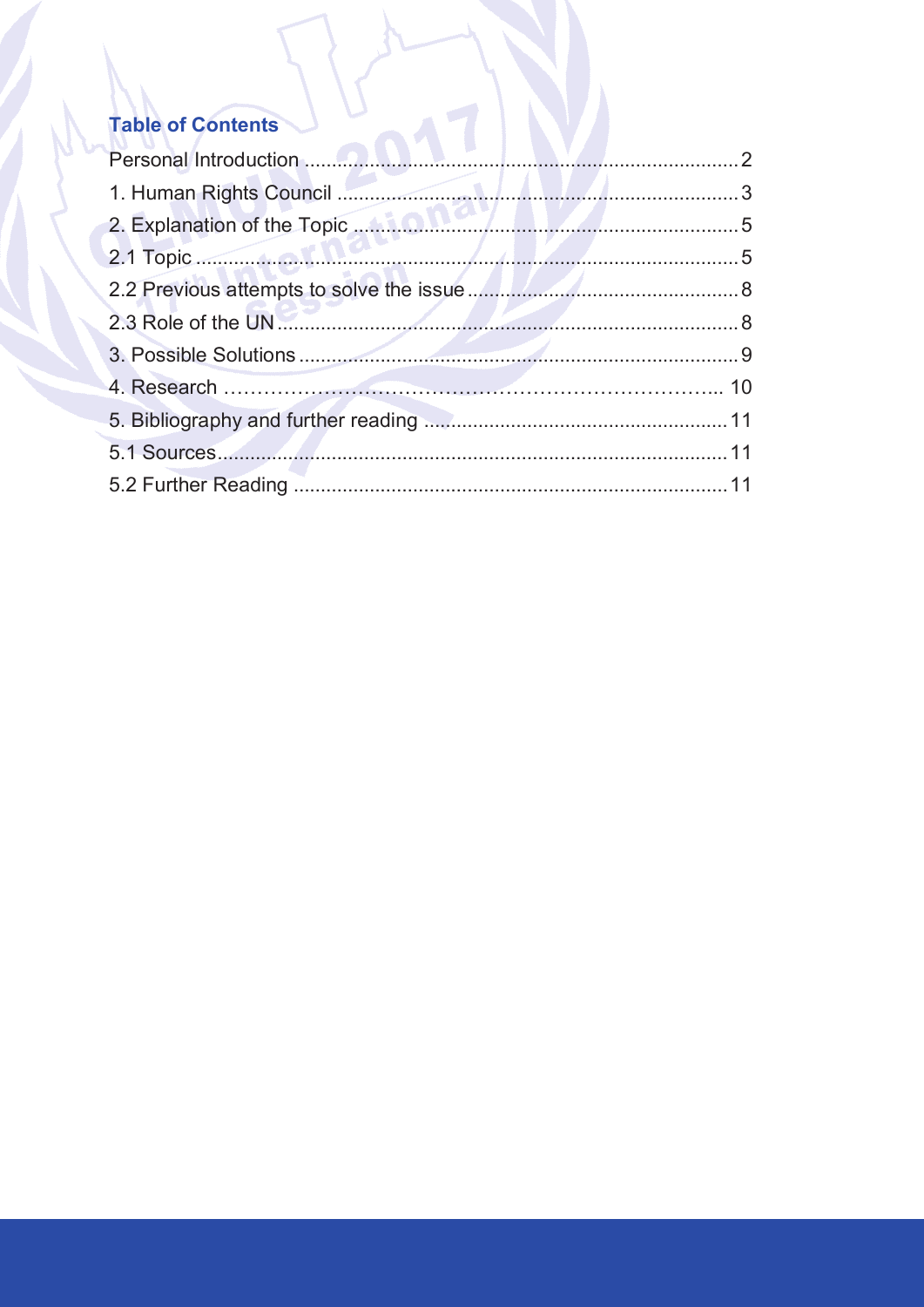## Table of Contents

Personal Introduction ............................................................................... 2
1. Human Rights Council ......................................................................... 3
2. Explanation of the Topic ..................................................................... 5
2.1 Topic .................................................................................................. 5
2.2 Previous attempts to solve the issue ................................................. 8
2.3 Role of the UN ................................................................................... 8
3. Possible Solutions ............................................................................... 9
4. Research …………………………………………………………….. 10
5. Bibliography and further reading ....................................................... 11
5.1 Sources ............................................................................................ 11
5.2 Further Reading ............................................................................... 11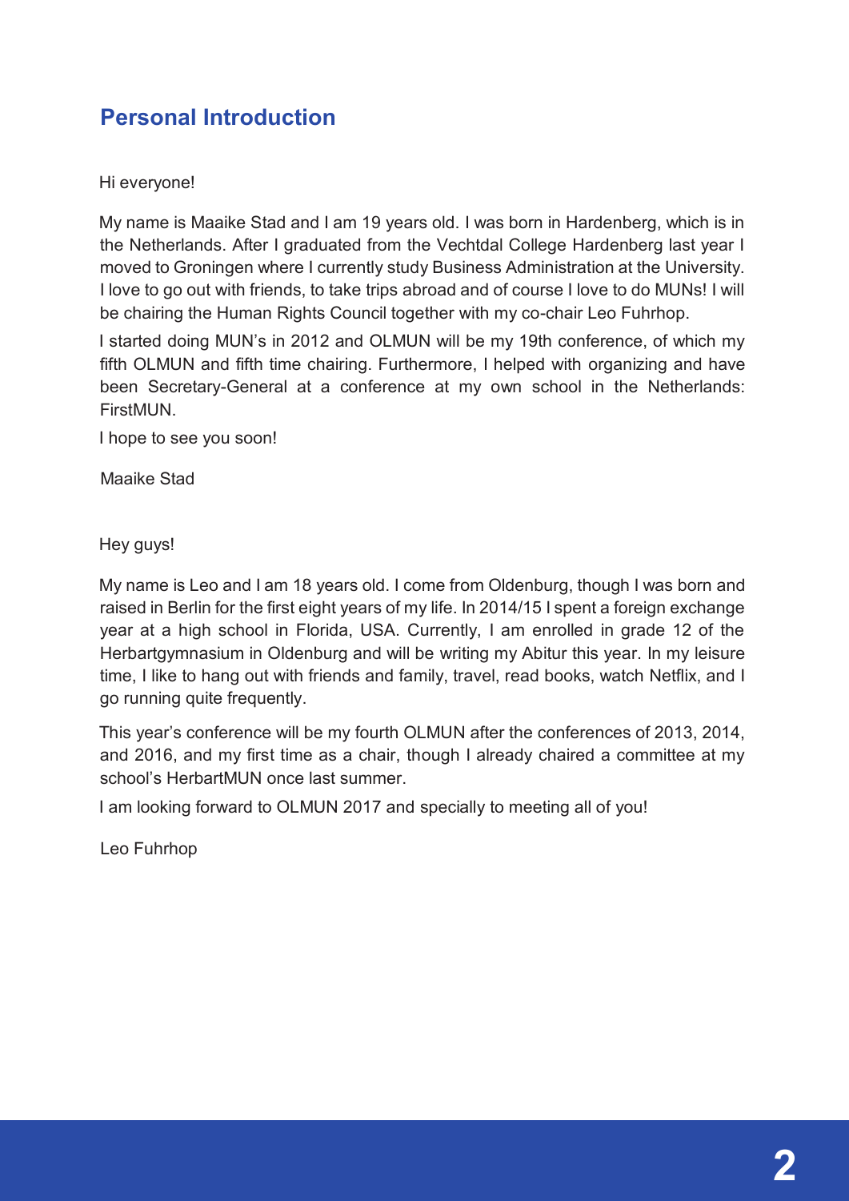## Personal Introduction

Hi everyone!

My name is Maaike Stad and I am 19 years old. I was born in Hardenberg, which is in the Netherlands. After I graduated from the Vechtdal College Hardenberg last year I moved to Groningen where I currently study Business Administration at the University. I love to go out with friends, to take trips abroad and of course I love to do MUNs! I will be chairing the Human Rights Council together with my co-chair Leo Fuhrhop.

I started doing MUN's in 2012 and OLMUN will be my 19th conference, of which my fifth OLMUN and fifth time chairing. Furthermore, I helped with organizing and have been Secretary-General at a conference at my own school in the Netherlands: FirstMUN.

I hope to see you soon!

Maaike Stad

Hey guys!

My name is Leo and I am 18 years old. I come from Oldenburg, though I was born and raised in Berlin for the first eight years of my life. In 2014/15 I spent a foreign exchange year at a high school in Florida, USA. Currently, I am enrolled in grade 12 of the Herbartgymnasium in Oldenburg and will be writing my Abitur this year. In my leisure time, I like to hang out with friends and family, travel, read books, watch Netflix, and I go running quite frequently.

This year's conference will be my fourth OLMUN after the conferences of 2013, 2014, and 2016, and my first time as a chair, though I already chaired a committee at my school's HerbartMUN once last summer.

I am looking forward to OLMUN 2017 and specially to meeting all of you!

Leo Fuhrhop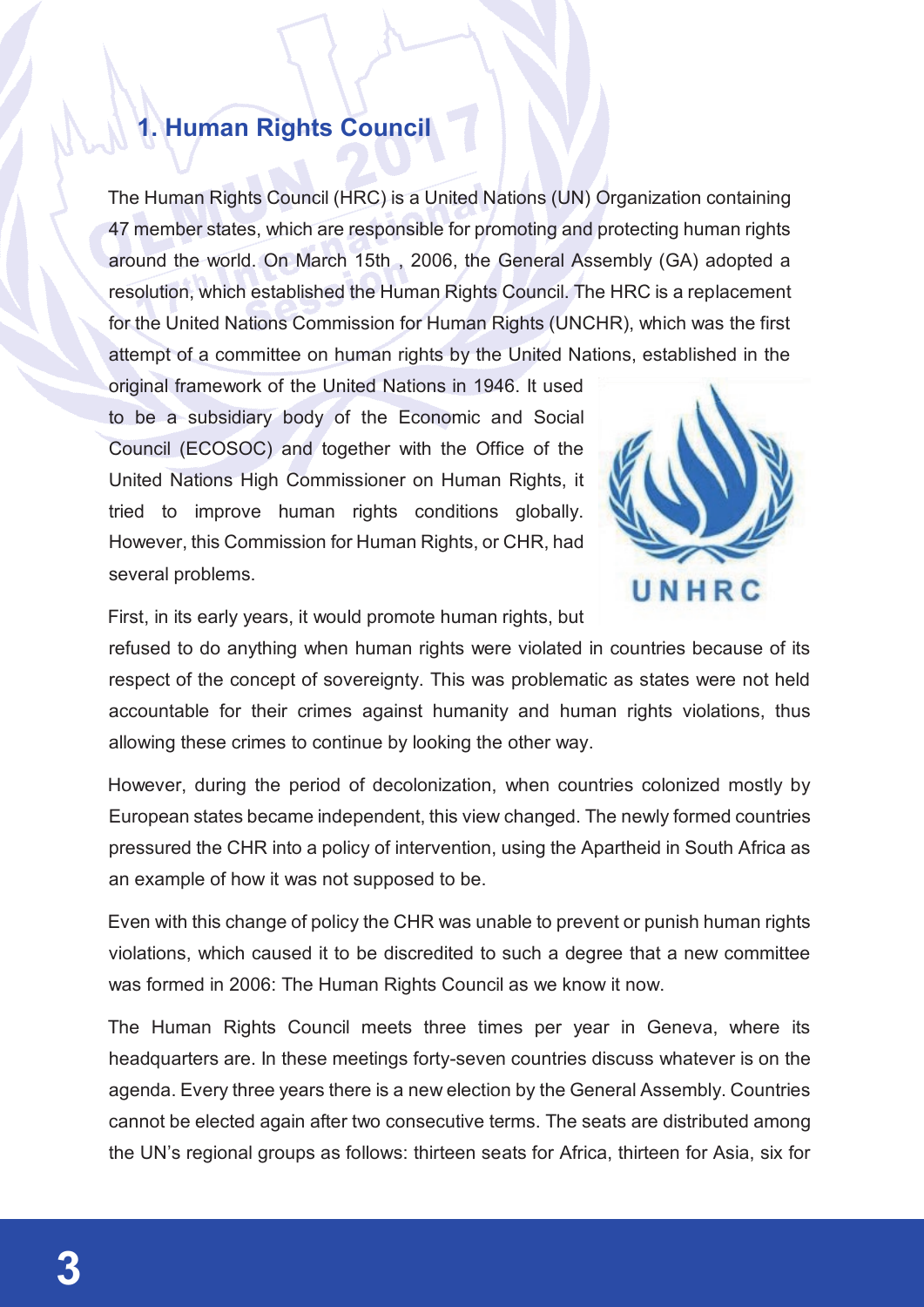## 1. Human Rights Council

The Human Rights Council (HRC) is a United Nations (UN) Organization containing 47 member states, which are responsible for promoting and protecting human rights around the world. On March 15th , 2006, the General Assembly (GA) adopted a resolution, which established the Human Rights Council. The HRC is a replacement for the United Nations Commission for Human Rights (UNCHR), which was the first attempt of a committee on human rights by the United Nations, established in the original framework of the United Nations in 1946. It used to be a subsidiary body of the Economic and Social Council (ECOSOC) and together with the Office of the United Nations High Commissioner on Human Rights, it tried to improve human rights conditions globally. However, this Commission for Human Rights, or CHR, had several problems.

First, in its early years, it would promote human rights, but refused to do anything when human rights were violated in countries because of its respect of the concept of sovereignty. This was problematic as states were not held accountable for their crimes against humanity and human rights violations, thus allowing these crimes to continue by looking the other way.

However, during the period of decolonization, when countries colonized mostly by European states became independent, this view changed. The newly formed countries pressured the CHR into a policy of intervention, using the Apartheid in South Africa as an example of how it was not supposed to be.

Even with this change of policy the CHR was unable to prevent or punish human rights violations, which caused it to be discredited to such a degree that a new committee was formed in 2006: The Human Rights Council as we know it now.

The Human Rights Council meets three times per year in Geneva, where its headquarters are. In these meetings forty-seven countries discuss whatever is on the agenda. Every three years there is a new election by the General Assembly. Countries cannot be elected again after two consecutive terms. The seats are distributed among the UN's regional groups as follows: thirteen seats for Africa, thirteen for Asia, six for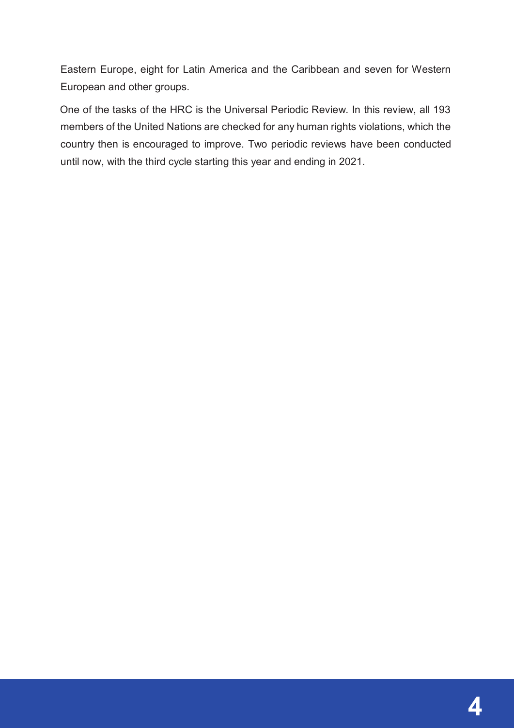Eastern Europe, eight for Latin America and the Caribbean and seven for Western European and other groups.

One of the tasks of the HRC is the Universal Periodic Review. In this review, all 193 members of the United Nations are checked for any human rights violations, which the country then is encouraged to improve. Two periodic reviews have been conducted until now, with the third cycle starting this year and ending in 2021.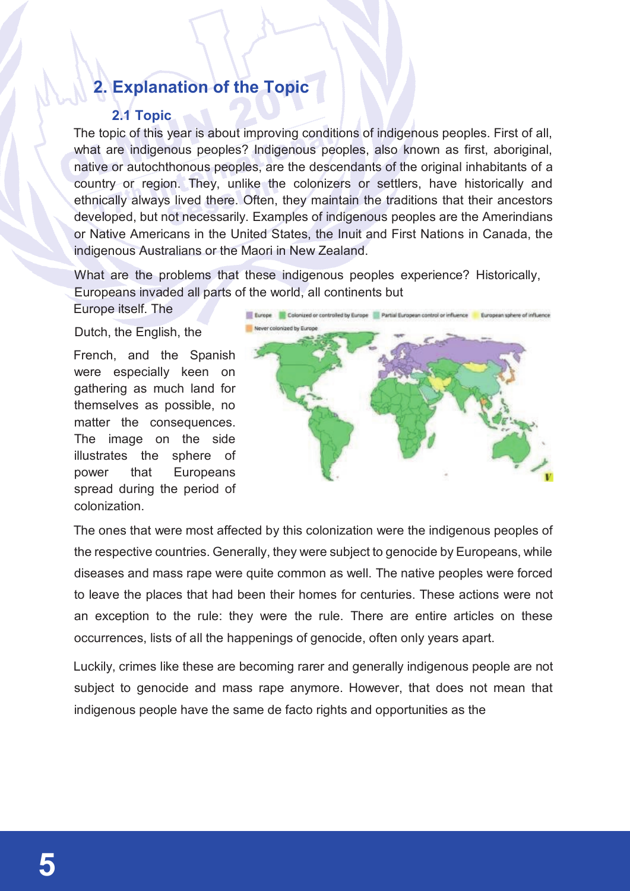## 2. Explanation of the Topic

### 2.1 Topic

The topic of this year is about improving conditions of indigenous peoples. First of all, what are indigenous peoples? Indigenous peoples, also known as first, aboriginal, native or autochthonous peoples, are the descendants of the original inhabitants of a country or region. They, unlike the colonizers or settlers, have historically and ethnically always lived there. Often, they maintain the traditions that their ancestors developed, but not necessarily. Examples of indigenous peoples are the Amerindians or Native Americans in the United States, the Inuit and First Nations in Canada, the indigenous Australians or the Maori in New Zealand.

What are the problems that these indigenous peoples experience? Historically, Europeans invaded all parts of the world, all continents but Europe itself. The Dutch, the English, the French, and the Spanish were especially keen on gathering as much land for themselves as possible, no matter the consequences. The image on the side illustrates the sphere of power that Europeans spread during the period of colonization.

The ones that were most affected by this colonization were the indigenous peoples of the respective countries. Generally, they were subject to genocide by Europeans, while diseases and mass rape were quite common as well. The native peoples were forced to leave the places that had been their homes for centuries. These actions were not an exception to the rule: they were the rule. There are entire articles on these occurrences, lists of all the happenings of genocide, often only years apart.

Luckily, crimes like these are becoming rarer and generally indigenous people are not subject to genocide and mass rape anymore. However, that does not mean that indigenous people have the same de facto rights and opportunities as the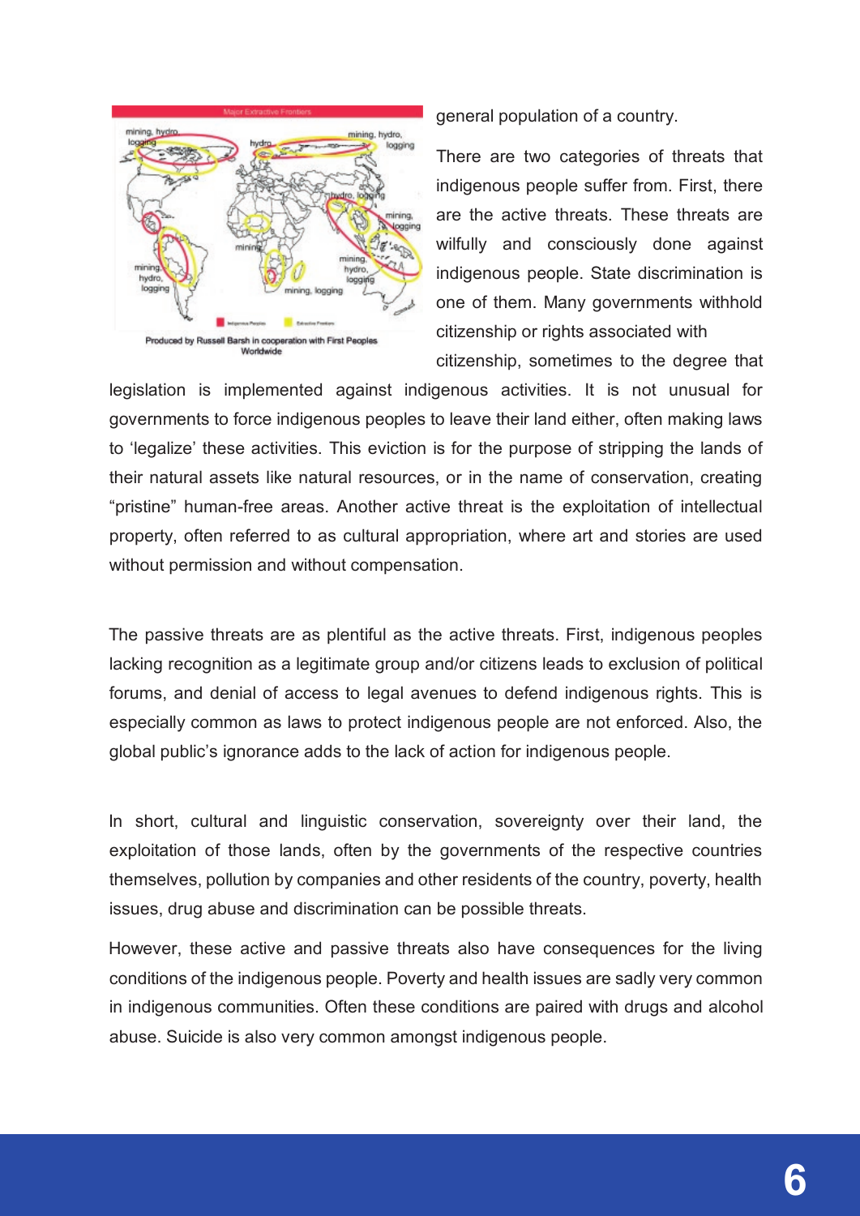general population of a country.

There are two categories of threats that indigenous people suffer from. First, there are the active threats. These threats are wilfully and consciously done against indigenous people. State discrimination is one of them. Many governments withhold citizenship or rights associated with citizenship, sometimes to the degree that legislation is implemented against indigenous activities. It is not unusual for governments to force indigenous peoples to leave their land either, often making laws to 'legalize' these activities. This eviction is for the purpose of stripping the lands of their natural assets like natural resources, or in the name of conservation, creating "pristine" human-free areas. Another active threat is the exploitation of intellectual property, often referred to as cultural appropriation, where art and stories are used without permission and without compensation.

Produced by Russell Barsh in cooperation with First Peoples Worldwide

The passive threats are as plentiful as the active threats. First, indigenous peoples lacking recognition as a legitimate group and/or citizens leads to exclusion of political forums, and denial of access to legal avenues to defend indigenous rights. This is especially common as laws to protect indigenous people are not enforced. Also, the global public's ignorance adds to the lack of action for indigenous people.

In short, cultural and linguistic conservation, sovereignty over their land, the exploitation of those lands, often by the governments of the respective countries themselves, pollution by companies and other residents of the country, poverty, health issues, drug abuse and discrimination can be possible threats.

However, these active and passive threats also have consequences for the living conditions of the indigenous people. Poverty and health issues are sadly very common in indigenous communities. Often these conditions are paired with drugs and alcohol abuse. Suicide is also very common amongst indigenous people.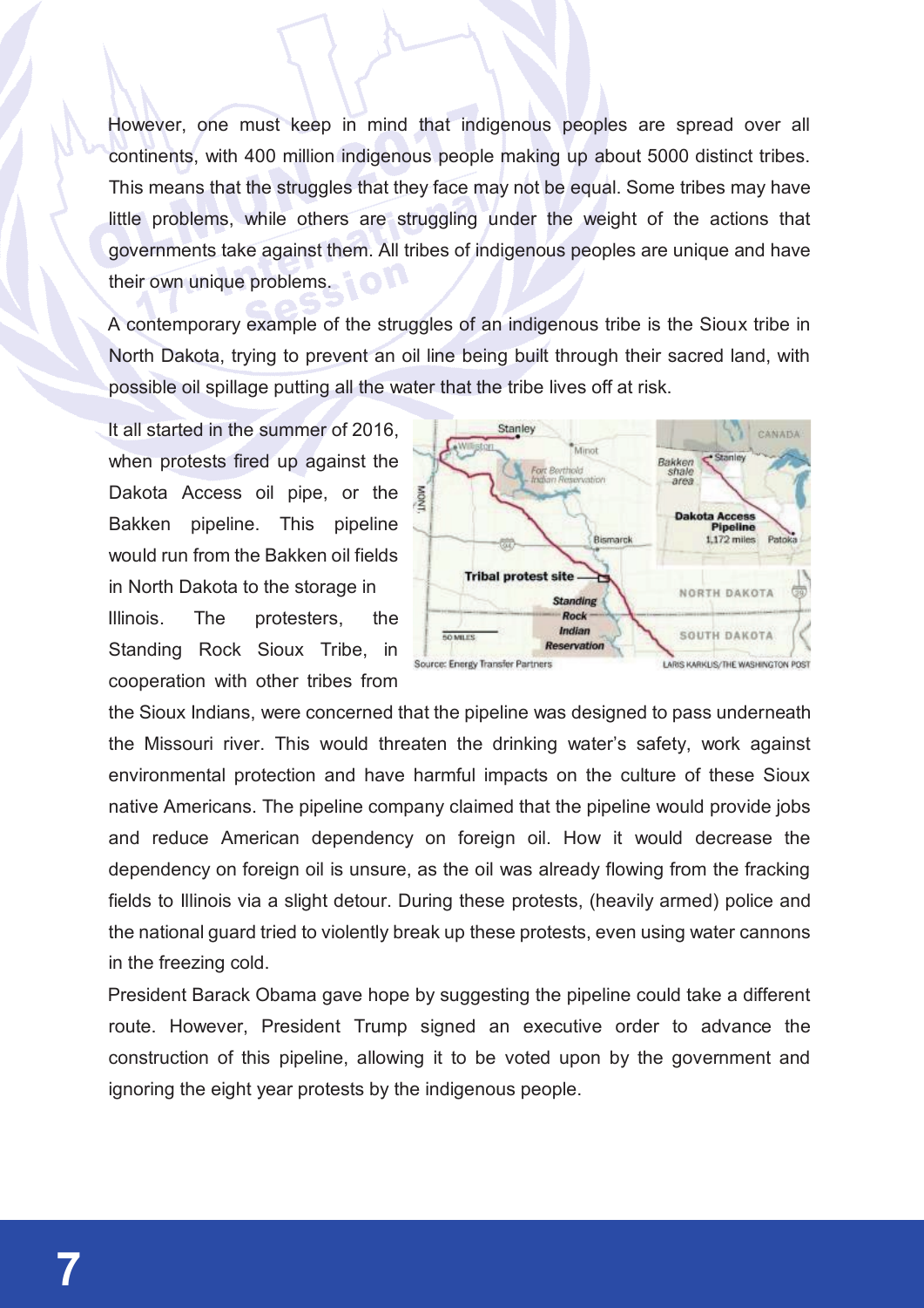However, one must keep in mind that indigenous peoples are spread over all continents, with 400 million indigenous people making up about 5000 distinct tribes. This means that the struggles that they face may not be equal. Some tribes may have little problems, while others are struggling under the weight of the actions that governments take against them. All tribes of indigenous peoples are unique and have their own unique problems.

A contemporary example of the struggles of an indigenous tribe is the Sioux tribe in North Dakota, trying to prevent an oil line being built through their sacred land, with possible oil spillage putting all the water that the tribe lives off at risk.

It all started in the summer of 2016, when protests fired up against the Dakota Access oil pipe, or the Bakken pipeline. This pipeline would run from the Bakken oil fields in North Dakota to the storage in Illinois. The protesters, the Standing Rock Sioux Tribe, in cooperation with other tribes from the Sioux Indians, were concerned that the pipeline was designed to pass underneath the Missouri river. This would threaten the drinking water's safety, work against environmental protection and have harmful impacts on the culture of these Sioux native Americans. The pipeline company claimed that the pipeline would provide jobs and reduce American dependency on foreign oil. How it would decrease the dependency on foreign oil is unsure, as the oil was already flowing from the fracking fields to Illinois via a slight detour. During these protests, (heavily armed) police and the national guard tried to violently break up these protests, even using water cannons in the freezing cold.

President Barack Obama gave hope by suggesting the pipeline could take a different route. However, President Trump signed an executive order to advance the construction of this pipeline, allowing it to be voted upon by the government and ignoring the eight year protests by the indigenous people.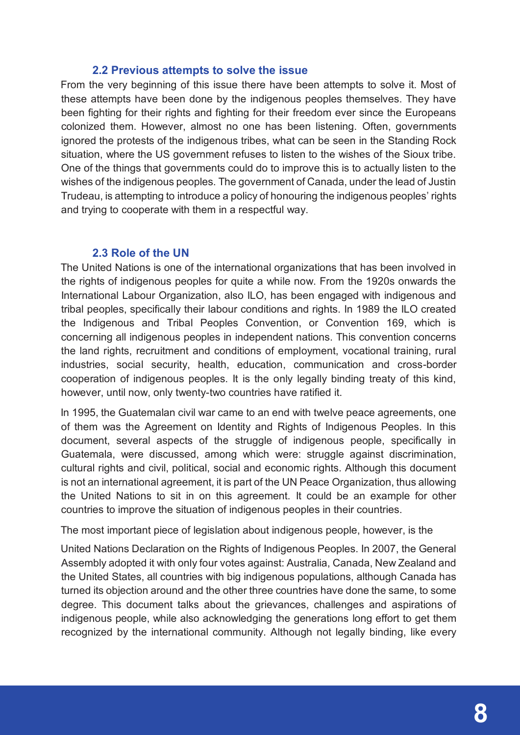### 2.2 Previous attempts to solve the issue

From the very beginning of this issue there have been attempts to solve it. Most of these attempts have been done by the indigenous peoples themselves. They have been fighting for their rights and fighting for their freedom ever since the Europeans colonized them. However, almost no one has been listening. Often, governments ignored the protests of the indigenous tribes, what can be seen in the Standing Rock situation, where the US government refuses to listen to the wishes of the Sioux tribe. One of the things that governments could do to improve this is to actually listen to the wishes of the indigenous peoples. The government of Canada, under the lead of Justin Trudeau, is attempting to introduce a policy of honouring the indigenous peoples' rights and trying to cooperate with them in a respectful way.

### 2.3 Role of the UN

The United Nations is one of the international organizations that has been involved in the rights of indigenous peoples for quite a while now. From the 1920s onwards the International Labour Organization, also ILO, has been engaged with indigenous and tribal peoples, specifically their labour conditions and rights. In 1989 the ILO created the Indigenous and Tribal Peoples Convention, or Convention 169, which is concerning all indigenous peoples in independent nations. This convention concerns the land rights, recruitment and conditions of employment, vocational training, rural industries, social security, health, education, communication and cross-border cooperation of indigenous peoples. It is the only legally binding treaty of this kind, however, until now, only twenty-two countries have ratified it.

In 1995, the Guatemalan civil war came to an end with twelve peace agreements, one of them was the Agreement on Identity and Rights of Indigenous Peoples. In this document, several aspects of the struggle of indigenous people, specifically in Guatemala, were discussed, among which were: struggle against discrimination, cultural rights and civil, political, social and economic rights. Although this document is not an international agreement, it is part of the UN Peace Organization, thus allowing the United Nations to sit in on this agreement. It could be an example for other countries to improve the situation of indigenous peoples in their countries.

The most important piece of legislation about indigenous people, however, is the

United Nations Declaration on the Rights of Indigenous Peoples. In 2007, the General Assembly adopted it with only four votes against: Australia, Canada, New Zealand and the United States, all countries with big indigenous populations, although Canada has turned its objection around and the other three countries have done the same, to some degree. This document talks about the grievances, challenges and aspirations of indigenous people, while also acknowledging the generations long effort to get them recognized by the international community. Although not legally binding, like every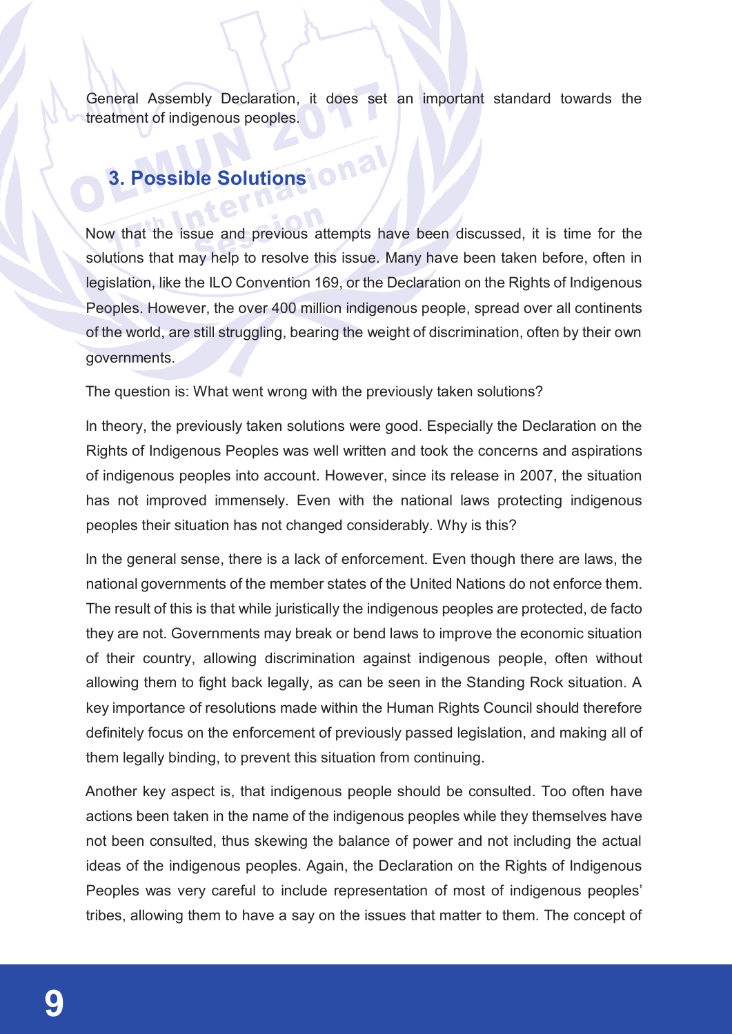General Assembly Declaration, it does set an important standard towards the treatment of indigenous peoples.

## 3. Possible Solutions

Now that the issue and previous attempts have been discussed, it is time for the solutions that may help to resolve this issue. Many have been taken before, often in legislation, like the ILO Convention 169, or the Declaration on the Rights of Indigenous Peoples. However, the over 400 million indigenous people, spread over all continents of the world, are still struggling, bearing the weight of discrimination, often by their own governments.

The question is: What went wrong with the previously taken solutions?

In theory, the previously taken solutions were good. Especially the Declaration on the Rights of Indigenous Peoples was well written and took the concerns and aspirations of indigenous peoples into account. However, since its release in 2007, the situation has not improved immensely. Even with the national laws protecting indigenous peoples their situation has not changed considerably. Why is this?

In the general sense, there is a lack of enforcement. Even though there are laws, the national governments of the member states of the United Nations do not enforce them. The result of this is that while juristically the indigenous peoples are protected, de facto they are not. Governments may break or bend laws to improve the economic situation of their country, allowing discrimination against indigenous people, often without allowing them to fight back legally, as can be seen in the Standing Rock situation. A key importance of resolutions made within the Human Rights Council should therefore definitely focus on the enforcement of previously passed legislation, and making all of them legally binding, to prevent this situation from continuing.

Another key aspect is, that indigenous people should be consulted. Too often have actions been taken in the name of the indigenous peoples while they themselves have not been consulted, thus skewing the balance of power and not including the actual ideas of the indigenous peoples. Again, the Declaration on the Rights of Indigenous Peoples was very careful to include representation of most of indigenous peoples' tribes, allowing them to have a say on the issues that matter to them. The concept of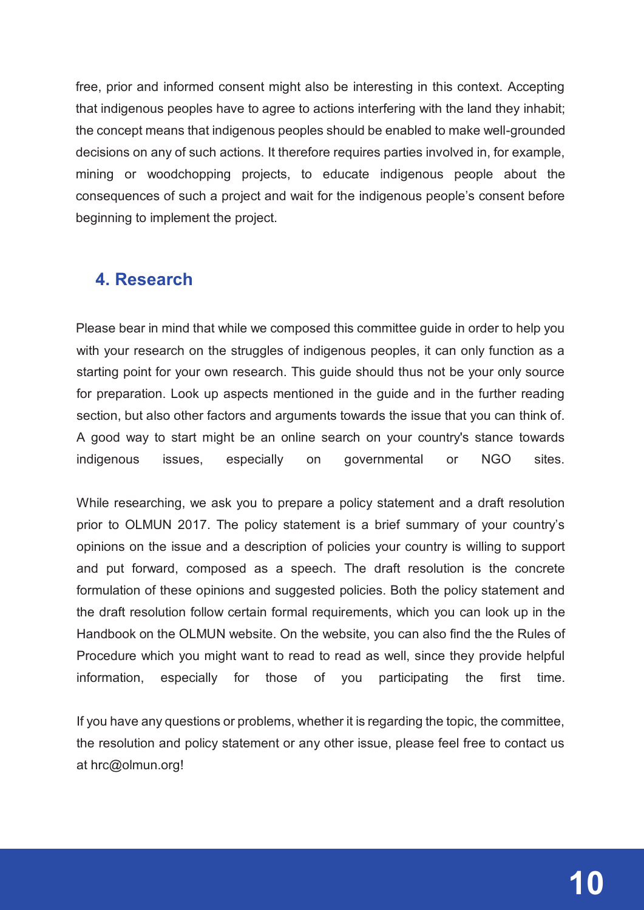free, prior and informed consent might also be interesting in this context. Accepting that indigenous peoples have to agree to actions interfering with the land they inhabit; the concept means that indigenous peoples should be enabled to make well-grounded decisions on any of such actions. It therefore requires parties involved in, for example, mining or woodchopping projects, to educate indigenous people about the consequences of such a project and wait for the indigenous people's consent before beginning to implement the project.

## 4. Research

Please bear in mind that while we composed this committee guide in order to help you with your research on the struggles of indigenous peoples, it can only function as a starting point for your own research. This guide should thus not be your only source for preparation. Look up aspects mentioned in the guide and in the further reading section, but also other factors and arguments towards the issue that you can think of. A good way to start might be an online search on your country's stance towards indigenous issues, especially on governmental or NGO sites.

While researching, we ask you to prepare a policy statement and a draft resolution prior to OLMUN 2017. The policy statement is a brief summary of your country's opinions on the issue and a description of policies your country is willing to support and put forward, composed as a speech. The draft resolution is the concrete formulation of these opinions and suggested policies. Both the policy statement and the draft resolution follow certain formal requirements, which you can look up in the Handbook on the OLMUN website. On the website, you can also find the the Rules of Procedure which you might want to read to read as well, since they provide helpful information, especially for those of you participating the first time.

If you have any questions or problems, whether it is regarding the topic, the committee, the resolution and policy statement or any other issue, please feel free to contact us at hrc@olmun.org!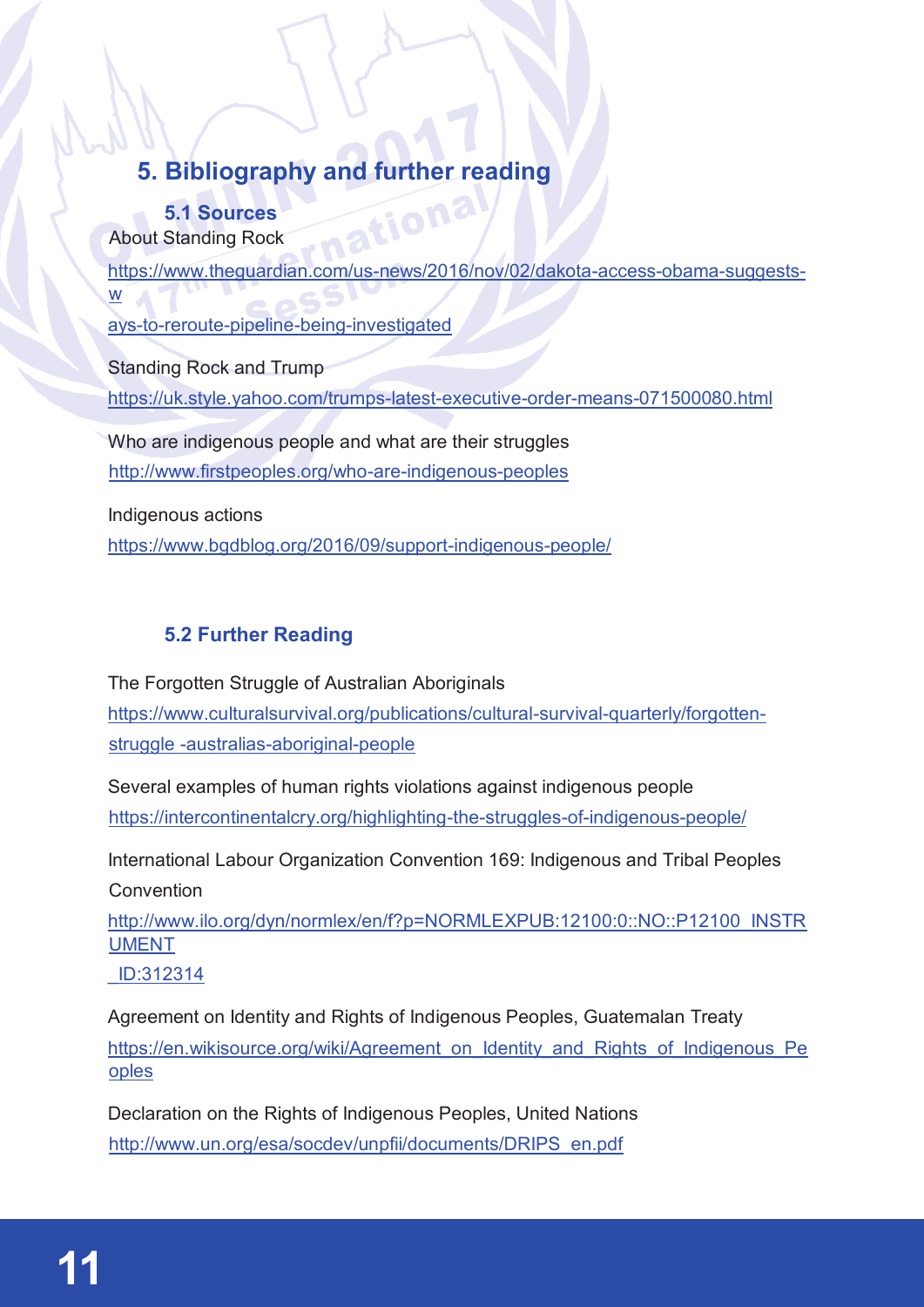# 5. Bibliography and further reading

## 5.1 Sources

About Standing Rock

https://www.theguardian.com/us-news/2016/nov/02/dakota-access-obama-suggests-w
ays-to-reroute-pipeline-being-investigated

Standing Rock and Trump

https://uk.style.yahoo.com/trumps-latest-executive-order-means-071500080.html

Who are indigenous people and what are their struggles

http://www.firstpeoples.org/who-are-indigenous-peoples

Indigenous actions

https://www.bgdblog.org/2016/09/support-indigenous-people/

## 5.2 Further Reading

The Forgotten Struggle of Australian Aboriginals

https://www.culturalsurvival.org/publications/cultural-survival-quarterly/forgotten-
struggle -australias-aboriginal-people

Several examples of human rights violations against indigenous people

https://intercontinentalcry.org/highlighting-the-struggles-of-indigenous-people/

International Labour Organization Convention 169: Indigenous and Tribal Peoples Convention

http://www.ilo.org/dyn/normlex/en/f?p=NORMLEXPUB:12100:0::NO::P12100_INSTR
UMENT
_ID:312314

Agreement on Identity and Rights of Indigenous Peoples, Guatemalan Treaty

https://en.wikisource.org/wiki/Agreement_on_Identity_and_Rights_of_Indigenous_Pe
oples

Declaration on the Rights of Indigenous Peoples, United Nations

http://www.un.org/esa/socdev/unpfii/documents/DRIPS_en.pdf